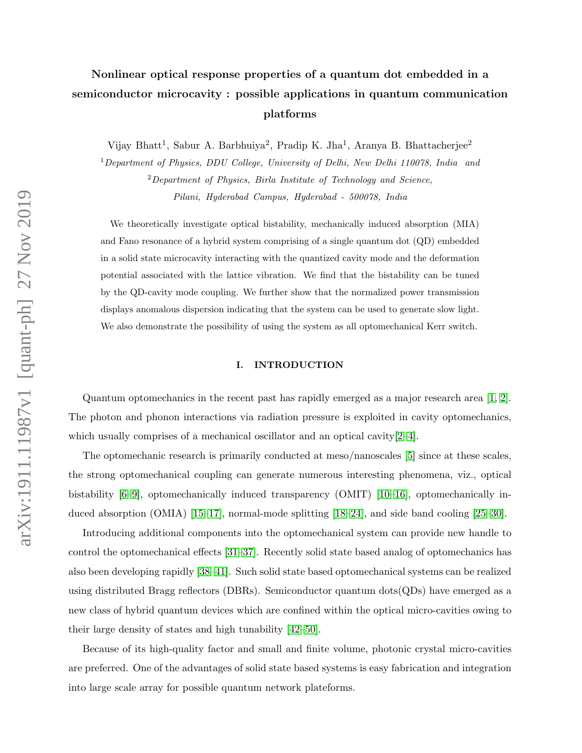# Nonlinear optical response properties of a quantum dot embedded in a semiconductor microcavity : possible applications in quantum communication platforms

Vijay Bhatt[1], Sabur A. Barbhuiya[2], Pradip K. Jha[1], Aranya B. Bhattacherjee[2]

[1]*Department of Physics, DDU College, University of Delhi, New Delhi 110078, India and*

[2]*Department of Physics, Birla Institute of Technology and Science, Pilani, Hyderabad Campus, Hyderabad - 500078, India*

We theoretically investigate optical bistability, mechanically induced absorption (MIA) and Fano resonance of a hybrid system comprising of a single quantum dot (QD) embedded in a solid state microcavity interacting with the quantized cavity mode and the deformation potential associated with the lattice vibration. We find that the bistability can be tuned by the QD-cavity mode coupling. We further show that the normalized power transmission displays anomalous dispersion indicating that the system can be used to generate slow light. We also demonstrate the possibility of using the system as all optomechanical Kerr switch.

## I. INTRODUCTION

Quantum optomechanics in the recent past has rapidly emerged as a major research area [1, 2]. The photon and phonon interactions via radiation pressure is exploited in cavity optomechanics, which usually comprises of a mechanical oscillator and an optical cavity[2–4].

The optomechanic research is primarily conducted at meso/nanoscales [5] since at these scales, the strong optomechanical coupling can generate numerous interesting phenomena, viz., optical bistability [6–9], optomechanically induced transparency (OMIT) [10–16], optomechanically induced absorption (OMIA) [15–17], normal-mode splitting [18–24], and side band cooling [25–30].

Introducing additional components into the optomechanical system can provide new handle to control the optomechanical effects [31–37]. Recently solid state based analog of optomechanics has also been developing rapidly [38–41]. Such solid state based optomechanical systems can be realized using distributed Bragg reflectors (DBRs). Semiconductor quantum dots(QDs) have emerged as a new class of hybrid quantum devices which are confined within the optical micro-cavities owing to their large density of states and high tunability [42–50].

Because of its high-quality factor and small and finite volume, photonic crystal micro-cavities are preferred. One of the advantages of solid state based systems is easy fabrication and integration into large scale array for possible quantum network plateforms.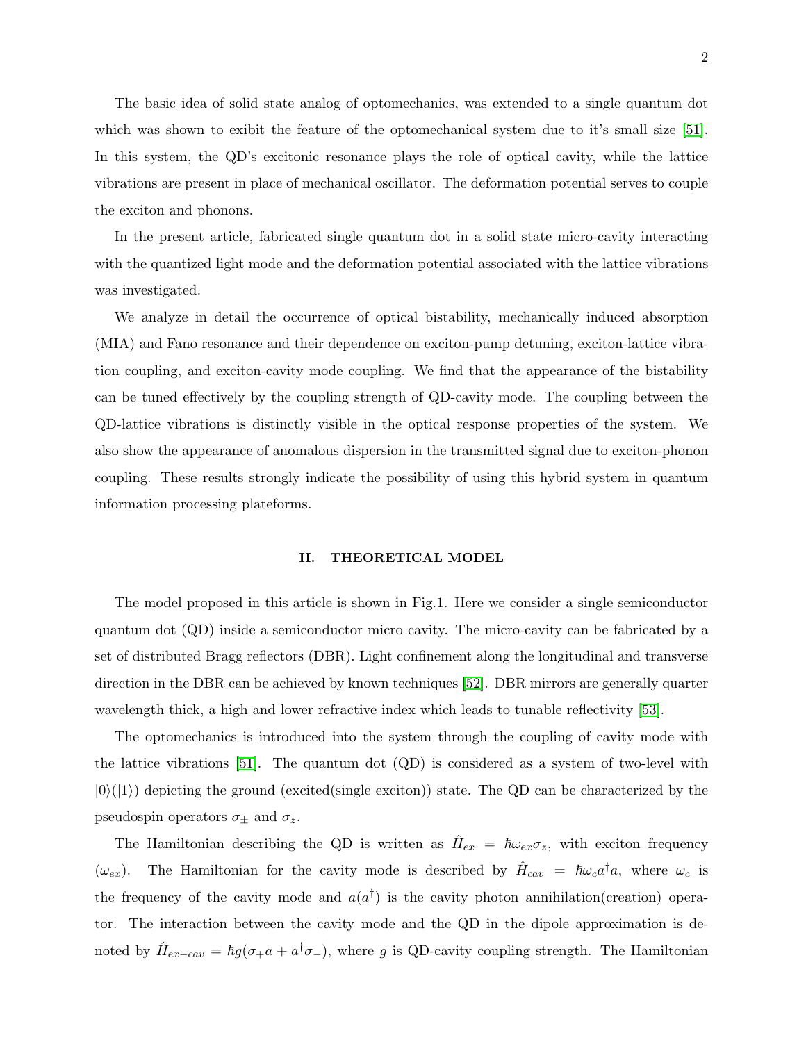The basic idea of solid state analog of optomechanics, was extended to a single quantum dot which was shown to exibit the feature of the optomechanical system due to it's small size [51]. In this system, the QD's excitonic resonance plays the role of optical cavity, while the lattice vibrations are present in place of mechanical oscillator. The deformation potential serves to couple the exciton and phonons.

In the present article, fabricated single quantum dot in a solid state micro-cavity interacting with the quantized light mode and the deformation potential associated with the lattice vibrations was investigated.

We analyze in detail the occurrence of optical bistability, mechanically induced absorption (MIA) and Fano resonance and their dependence on exciton-pump detuning, exciton-lattice vibration coupling, and exciton-cavity mode coupling. We find that the appearance of the bistability can be tuned effectively by the coupling strength of QD-cavity mode. The coupling between the QD-lattice vibrations is distinctly visible in the optical response properties of the system. We also show the appearance of anomalous dispersion in the transmitted signal due to exciton-phonon coupling. These results strongly indicate the possibility of using this hybrid system in quantum information processing plateforms.

## II. THEORETICAL MODEL

The model proposed in this article is shown in Fig.1. Here we consider a single semiconductor quantum dot (QD) inside a semiconductor micro cavity. The micro-cavity can be fabricated by a set of distributed Bragg reflectors (DBR). Light confinement along the longitudinal and transverse direction in the DBR can be achieved by known techniques [52]. DBR mirrors are generally quarter wavelength thick, a high and lower refractive index which leads to tunable reflectivity [53].

The optomechanics is introduced into the system through the coupling of cavity mode with the lattice vibrations [51]. The quantum dot (QD) is considered as a system of two-level with $|0\rangle(|1\rangle)$ depicting the ground (excited(single exciton)) state. The QD can be characterized by the pseudospin operators $\sigma_{\pm}$ and $\sigma_z$.

The Hamiltonian describing the QD is written as $\hat{H}_{ex} = \hbar\omega_{ex}\sigma_z$, with exciton frequency ($\omega_{ex}$). The Hamiltonian for the cavity mode is described by $\hat{H}_{cav} = \hbar\omega_c a^{\dagger}a$, where $\omega_c$ is the frequency of the cavity mode and $a(a^{\dagger})$ is the cavity photon annihilation(creation) operator. The interaction between the cavity mode and the QD in the dipole approximation is denoted by $\hat{H}_{ex-cav} = \hbar g(\sigma_+ a + a^{\dagger}\sigma_-)$, where $g$ is QD-cavity coupling strength. The Hamiltonian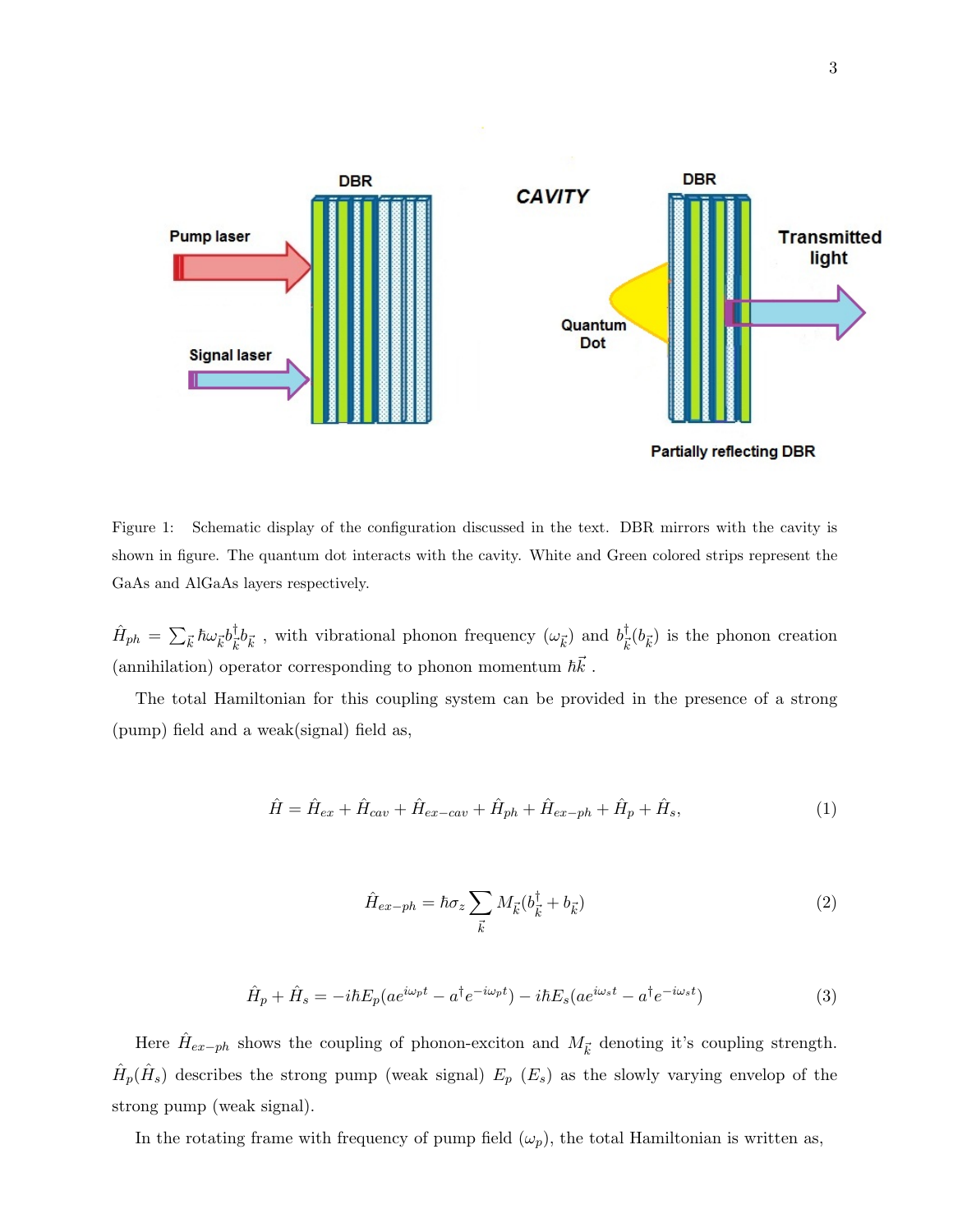Figure 1: Schematic display of the configuration discussed in the text. DBR mirrors with the cavity is shown in figure. The quantum dot interacts with the cavity. White and Green colored strips represent the GaAs and AlGaAs layers respectively.

$\hat{H}_{ph} = \sum_{\vec{k}} \hbar\omega_{\vec{k}} b_{\vec{k}}^{\dagger} b_{\vec{k}}$ , with vibrational phonon frequency ($\omega_{\vec{k}}$) and $b_{\vec{k}}^{\dagger}(b_{\vec{k}})$ is the phonon creation (annihilation) operator corresponding to phonon momentum $\hbar\vec{k}$ .

The total Hamiltonian for this coupling system can be provided in the presence of a strong (pump) field and a weak(signal) field as,

$$\hat{H} = \hat{H}_{ex} + \hat{H}_{cav} + \hat{H}_{ex-cav} + \hat{H}_{ph} + \hat{H}_{ex-ph} + \hat{H}_{p} + \hat{H}_{s}, \tag{1}$$

$$\hat{H}_{ex-ph} = \hbar\sigma_z \sum_{\vec{k}} M_{\vec{k}} (b_{\vec{k}}^{\dagger} + b_{\vec{k}}) \tag{2}$$

$$\hat{H}_{p} + \hat{H}_{s} = -i\hbar E_p (a e^{i\omega_p t} - a^{\dagger} e^{-i\omega_p t}) - i\hbar E_s (a e^{i\omega_s t} - a^{\dagger} e^{-i\omega_s t}) \tag{3}$$

Here $\hat{H}_{ex-ph}$ shows the coupling of phonon-exciton and $M_{\vec{k}}$ denoting it's coupling strength. $\hat{H}_p(\hat{H}_s)$ describes the strong pump (weak signal) $E_p$ ($E_s$) as the slowly varying envelop of the strong pump (weak signal).

In the rotating frame with frequency of pump field ($\omega_p$), the total Hamiltonian is written as,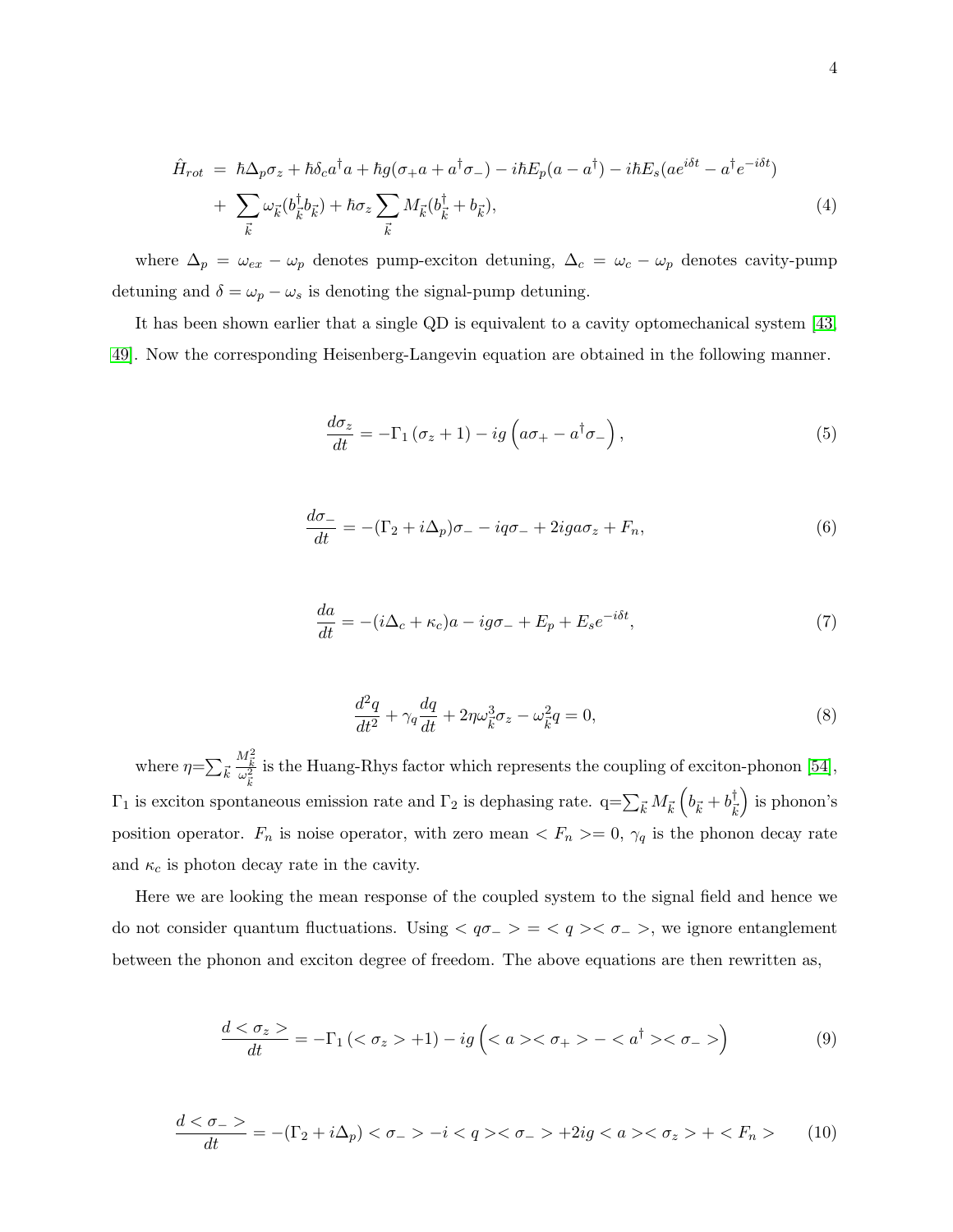$$
\begin{aligned}
\hat{H}_{rot} \;=\;& \hbar\Delta_p\sigma_z + \hbar\delta_c a^\dagger a + \hbar g(\sigma_+ a + a^\dagger\sigma_-) - i\hbar E_p(a - a^\dagger) - i\hbar E_s(a e^{i\delta t} - a^\dagger e^{-i\delta t}) \\
&+ \sum_{\vec{k}} \omega_{\vec{k}}(b_{\vec{k}}^\dagger b_{\vec{k}}) + \hbar\sigma_z \sum_{\vec{k}} M_{\vec{k}}(b_{\vec{k}}^\dagger + b_{\vec{k}}),
\end{aligned}
\tag{4}
$$

where $\Delta_p = \omega_{ex} - \omega_p$ denotes pump-exciton detuning, $\Delta_c = \omega_c - \omega_p$ denotes cavity-pump detuning and $\delta = \omega_p - \omega_s$ is denoting the signal-pump detuning.

It has been shown earlier that a single QD is equivalent to a cavity optomechanical system [43, 49]. Now the corresponding Heisenberg-Langevin equation are obtained in the following manner.

$$
\frac{d\sigma_z}{dt} = -\Gamma_1(\sigma_z + 1) - ig\left(a\sigma_+ - a^\dagger\sigma_-\right),
\tag{5}
$$

$$
\frac{d\sigma_-}{dt} = -(\Gamma_2 + i\Delta_p)\sigma_- - iq\sigma_- + 2iga\sigma_z + F_n,
\tag{6}
$$

$$
\frac{da}{dt} = -(i\Delta_c + \kappa_c)a - ig\sigma_- + E_p + E_s e^{-i\delta t},
\tag{7}
$$

$$
\frac{d^2 q}{dt^2} + \gamma_q\frac{dq}{dt} + 2\eta\omega_{\vec{k}}^3\sigma_z - \omega_{\vec{k}}^2 q = 0,
\tag{8}
$$

where $\eta = \sum_{\vec{k}} \frac{M_{\vec{k}}^2}{\omega_{\vec{k}}^2}$ is the Huang-Rhys factor which represents the coupling of exciton-phonon [54], $\Gamma_1$ is exciton spontaneous emission rate and $\Gamma_2$ is dephasing rate. $q = \sum_{\vec{k}} M_{\vec{k}}\left(b_{\vec{k}} + b_{\vec{k}}^\dagger\right)$ is phonon's position operator. $F_n$ is noise operator, with zero mean $< F_n >= 0$, $\gamma_q$ is the phonon decay rate and $\kappa_c$ is photon decay rate in the cavity.

Here we are looking the mean response of the coupled system to the signal field and hence we do not consider quantum fluctuations. Using $< q\sigma_- > = < q >< \sigma_- >$, we ignore entanglement between the phonon and exciton degree of freedom. The above equations are then rewritten as,

$$
\frac{d < \sigma_z >}{dt} = -\Gamma_1(< \sigma_z > +1) - ig\left(< a >< \sigma_+ > - < a^\dagger >< \sigma_- >\right)
\tag{9}
$$

$$
\frac{d < \sigma_- >}{dt} = -(\Gamma_2 + i\Delta_p) < \sigma_- > -i < q >< \sigma_- > +2ig < a >< \sigma_z > + < F_n >
\tag{10}
$$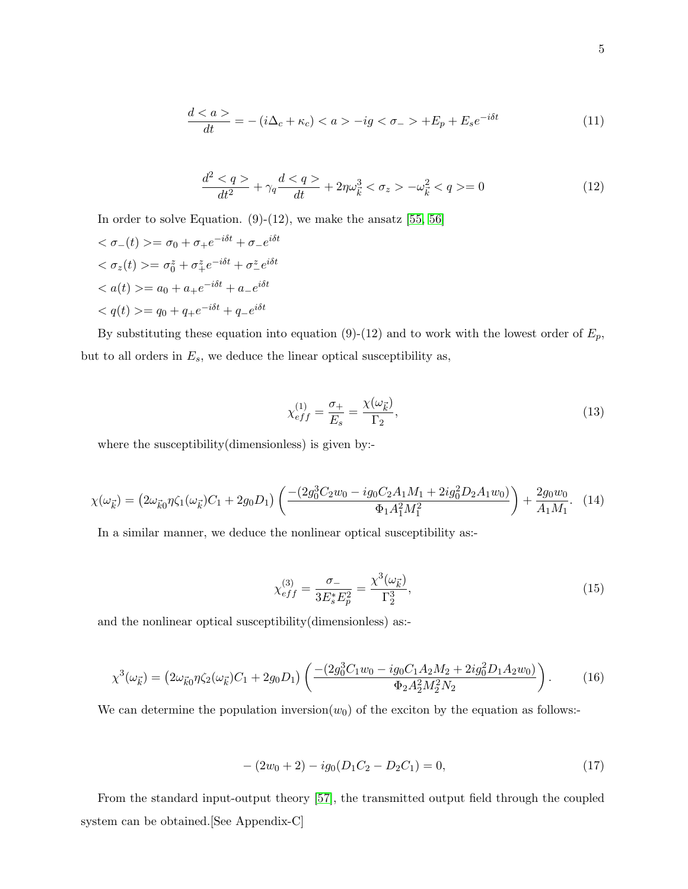$$\frac{d<a>}{dt} = -\left(i\Delta_c + \kappa_c\right) <a> -ig <\sigma_-> + E_p + E_s e^{-i\delta t} \tag{11}$$

$$\frac{d^2 <q>}{dt^2} + \gamma_q \frac{d<q>}{dt} + 2\eta\omega_{\vec{k}}^3 <\sigma_z> - \omega_{\vec{k}}^2 <q> = 0 \tag{12}$$

In order to solve Equation. (9)-(12), we make the ansatz [55, 56]

$<\sigma_-(t)> = \sigma_0 + \sigma_+ e^{-i\delta t} + \sigma_- e^{i\delta t}$

$<\sigma_z(t)> = \sigma_0^z + \sigma_+^z e^{-i\delta t} + \sigma_-^z e^{i\delta t}$

$<a(t)> = a_0 + a_+ e^{-i\delta t} + a_- e^{i\delta t}$

$<q(t)> = q_0 + q_+ e^{-i\delta t} + q_- e^{i\delta t}$

By substituting these equation into equation (9)-(12) and to work with the lowest order of $E_p$, but to all orders in $E_s$, we deduce the linear optical susceptibility as,

$$\chi_{eff}^{(1)} = \frac{\sigma_+}{E_s} = \frac{\chi(\omega_{\vec{k}})}{\Gamma_2}, \tag{13}$$

where the susceptibility(dimensionless) is given by:-

$$\chi(\omega_{\vec{k}}) = \left(2\omega_{\vec{k}0}\eta\zeta_1(\omega_{\vec{k}})C_1 + 2g_0 D_1\right)\left(\frac{-(2g_0^3 C_2 w_0 - ig_0 C_2 A_1 M_1 + 2ig_0^2 D_2 A_1 w_0)}{\Phi_1 A_1^2 M_1^2}\right) + \frac{2g_0 w_0}{A_1 M_1}. \tag{14}$$

In a similar manner, we deduce the nonlinear optical susceptibility as:-

$$\chi_{eff}^{(3)} = \frac{\sigma_-}{3E_s^* E_p^2} = \frac{\chi^3(\omega_{\vec{k}})}{\Gamma_2^3}, \tag{15}$$

and the nonlinear optical susceptibility(dimensionless) as:-

$$\chi^3(\omega_{\vec{k}}) = \left(2\omega_{\vec{k}0}\eta\zeta_2(\omega_{\vec{k}})C_1 + 2g_0 D_1\right)\left(\frac{-(2g_0^3 C_1 w_0 - ig_0 C_1 A_2 M_2 + 2ig_0^2 D_1 A_2 w_0)}{\Phi_2 A_2^2 M_2^2 N_2}\right). \tag{16}$$

We can determine the population inversion($w_0$) of the exciton by the equation as follows:-

$$-(2w_0 + 2) - ig_0(D_1 C_2 - D_2 C_1) = 0, \tag{17}$$

From the standard input-output theory [57], the transmitted output field through the coupled system can be obtained.[See Appendix-C]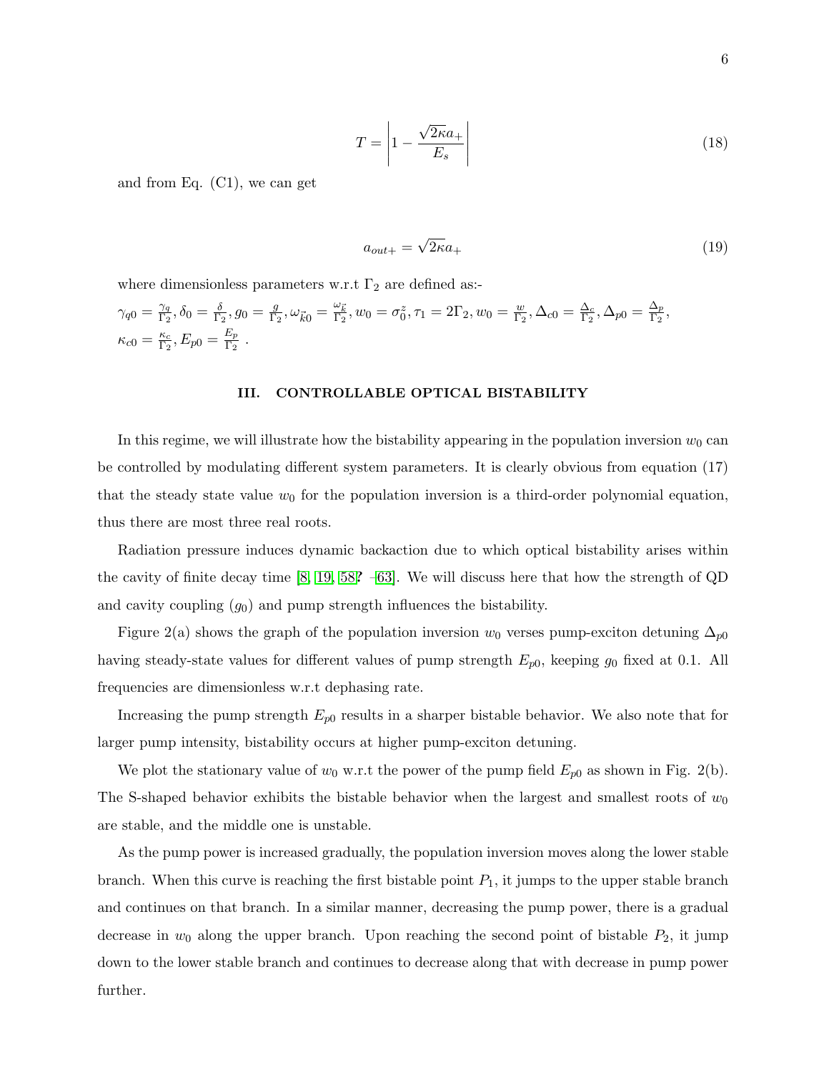$$T = \left| 1 - \frac{\sqrt{2\kappa} a_+}{E_s} \right| \tag{18}$$

and from Eq. (C1), we can get

$$a_{out+} = \sqrt{2\kappa} a_+ \tag{19}$$

where dimensionless parameters w.r.t $\Gamma_2$ are defined as:-

$\gamma_{q0} = \frac{\gamma_q}{\Gamma_2}, \delta_0 = \frac{\delta}{\Gamma_2}, g_0 = \frac{g}{\Gamma_2}, \omega_{\vec{k}0} = \frac{\omega_{\vec{k}}}{\Gamma_2}, w_0 = \sigma_0^z, \tau_1 = 2\Gamma_2, w_0 = \frac{w}{\Gamma_2}, \Delta_{c0} = \frac{\Delta_c}{\Gamma_2}, \Delta_{p0} = \frac{\Delta_p}{\Gamma_2},$
$\kappa_{c0} = \frac{\kappa_c}{\Gamma_2}, E_{p0} = \frac{E_p}{\Gamma_2}$ .

## III. CONTROLLABLE OPTICAL BISTABILITY

In this regime, we will illustrate how the bistability appearing in the population inversion $w_0$ can be controlled by modulating different system parameters. It is clearly obvious from equation (17) that the steady state value $w_0$ for the population inversion is a third-order polynomial equation, thus there are most three real roots.

Radiation pressure induces dynamic backaction due to which optical bistability arises within the cavity of finite decay time [8, 19, 58? –63]. We will discuss here that how the strength of QD and cavity coupling ($g_0$) and pump strength influences the bistability.

Figure 2(a) shows the graph of the population inversion $w_0$ verses pump-exciton detuning $\Delta_{p0}$ having steady-state values for different values of pump strength $E_{p0}$, keeping $g_0$ fixed at 0.1. All frequencies are dimensionless w.r.t dephasing rate.

Increasing the pump strength $E_{p0}$ results in a sharper bistable behavior. We also note that for larger pump intensity, bistability occurs at higher pump-exciton detuning.

We plot the stationary value of $w_0$ w.r.t the power of the pump field $E_{p0}$ as shown in Fig. 2(b). The S-shaped behavior exhibits the bistable behavior when the largest and smallest roots of $w_0$ are stable, and the middle one is unstable.

As the pump power is increased gradually, the population inversion moves along the lower stable branch. When this curve is reaching the first bistable point $P_1$, it jumps to the upper stable branch and continues on that branch. In a similar manner, decreasing the pump power, there is a gradual decrease in $w_0$ along the upper branch. Upon reaching the second point of bistable $P_2$, it jump down to the lower stable branch and continues to decrease along that with decrease in pump power further.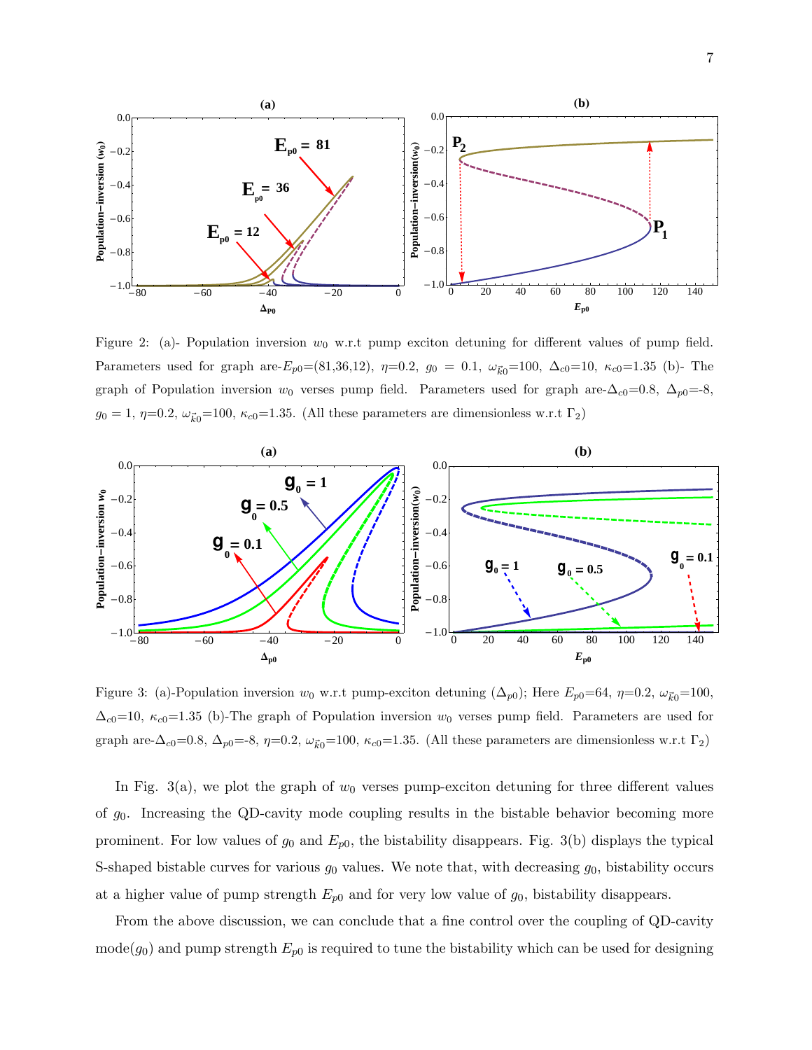Figure 2: (a)- Population inversion $w_0$ w.r.t pump exciton detuning for different values of pump field. Parameters used for graph are-$E_{p0}$=(81,36,12), $\eta$=0.2, $g_0$ = 0.1, $\omega_{\vec{k}0}$=100, $\Delta_{c0}$=10, $\kappa_{c0}$=1.35 (b)- The graph of Population inversion $w_0$ verses pump field. Parameters used for graph are-$\Delta_{c0}$=0.8, $\Delta_{p0}$=-8, $g_0$ = 1, $\eta$=0.2, $\omega_{\vec{k}0}$=100, $\kappa_{c0}$=1.35. (All these parameters are dimensionless w.r.t $\Gamma_2$)

Figure 3: (a)-Population inversion $w_0$ w.r.t pump-exciton detuning ($\Delta_{p0}$); Here $E_{p0}$=64, $\eta$=0.2, $\omega_{\vec{k}0}$=100, $\Delta_{c0}$=10, $\kappa_{c0}$=1.35 (b)-The graph of Population inversion $w_0$ verses pump field. Parameters are used for graph are-$\Delta_{c0}$=0.8, $\Delta_{p0}$=-8, $\eta$=0.2, $\omega_{\vec{k}0}$=100, $\kappa_{c0}$=1.35. (All these parameters are dimensionless w.r.t $\Gamma_2$)

In Fig. 3(a), we plot the graph of $w_0$ verses pump-exciton detuning for three different values of $g_0$. Increasing the QD-cavity mode coupling results in the bistable behavior becoming more prominent. For low values of $g_0$ and $E_{p0}$, the bistability disappears. Fig. 3(b) displays the typical S-shaped bistable curves for various $g_0$ values. We note that, with decreasing $g_0$, bistability occurs at a higher value of pump strength $E_{p0}$ and for very low value of $g_0$, bistability disappears.

From the above discussion, we can conclude that a fine control over the coupling of QD-cavity mode($g_0$) and pump strength $E_{p0}$ is required to tune the bistability which can be used for designing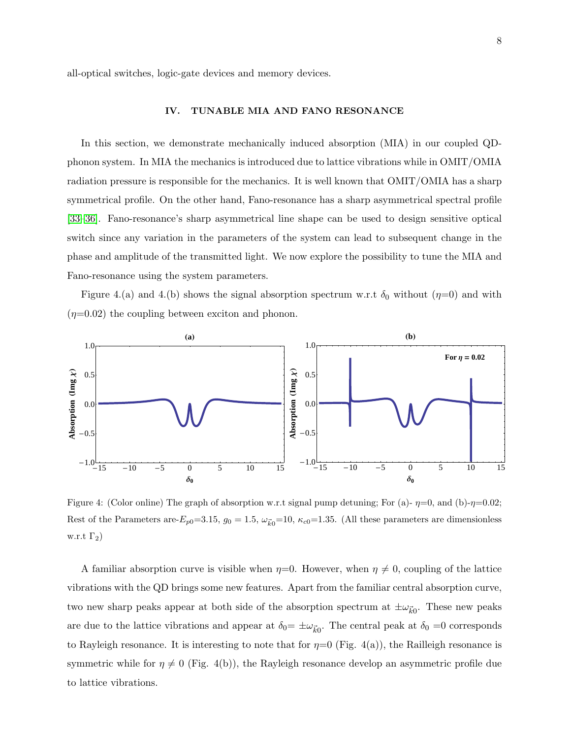all-optical switches, logic-gate devices and memory devices.

## IV. TUNABLE MIA AND FANO RESONANCE

In this section, we demonstrate mechanically induced absorption (MIA) in our coupled QD-phonon system. In MIA the mechanics is introduced due to lattice vibrations while in OMIT/OMIA radiation pressure is responsible for the mechanics. It is well known that OMIT/OMIA has a sharp symmetrical profile. On the other hand, Fano-resonance has a sharp asymmetrical spectral profile [33–36]. Fano-resonance's sharp asymmetrical line shape can be used to design sensitive optical switch since any variation in the parameters of the system can lead to subsequent change in the phase and amplitude of the transmitted light. We now explore the possibility to tune the MIA and Fano-resonance using the system parameters.

Figure 4.(a) and 4.(b) shows the signal absorption spectrum w.r.t $\delta_0$ without ($\eta$=0) and with ($\eta$=0.02) the coupling between exciton and phonon.

Figure 4: (Color online) The graph of absorption w.r.t signal pump detuning; For (a)- $\eta$=0, and (b)-$\eta$=0.02; Rest of the Parameters are-$E_{p0}$=3.15, $g_0$ = 1.5, $\omega_{\vec{k}0}$=10, $\kappa_{c0}$=1.35. (All these parameters are dimensionless w.r.t $\Gamma_2$)

A familiar absorption curve is visible when $\eta$=0. However, when $\eta \neq 0$, coupling of the lattice vibrations with the QD brings some new features. Apart from the familiar central absorption curve, two new sharp peaks appear at both side of the absorption spectrum at $\pm\omega_{\vec{k}0}$. These new peaks are due to the lattice vibrations and appear at $\delta_0$= $\pm\omega_{\vec{k}0}$. The central peak at $\delta_0$ =0 corresponds to Rayleigh resonance. It is interesting to note that for $\eta$=0 (Fig. 4(a)), the Railleigh resonance is symmetric while for $\eta \neq 0$ (Fig. 4(b)), the Rayleigh resonance develop an asymmetric profile due to lattice vibrations.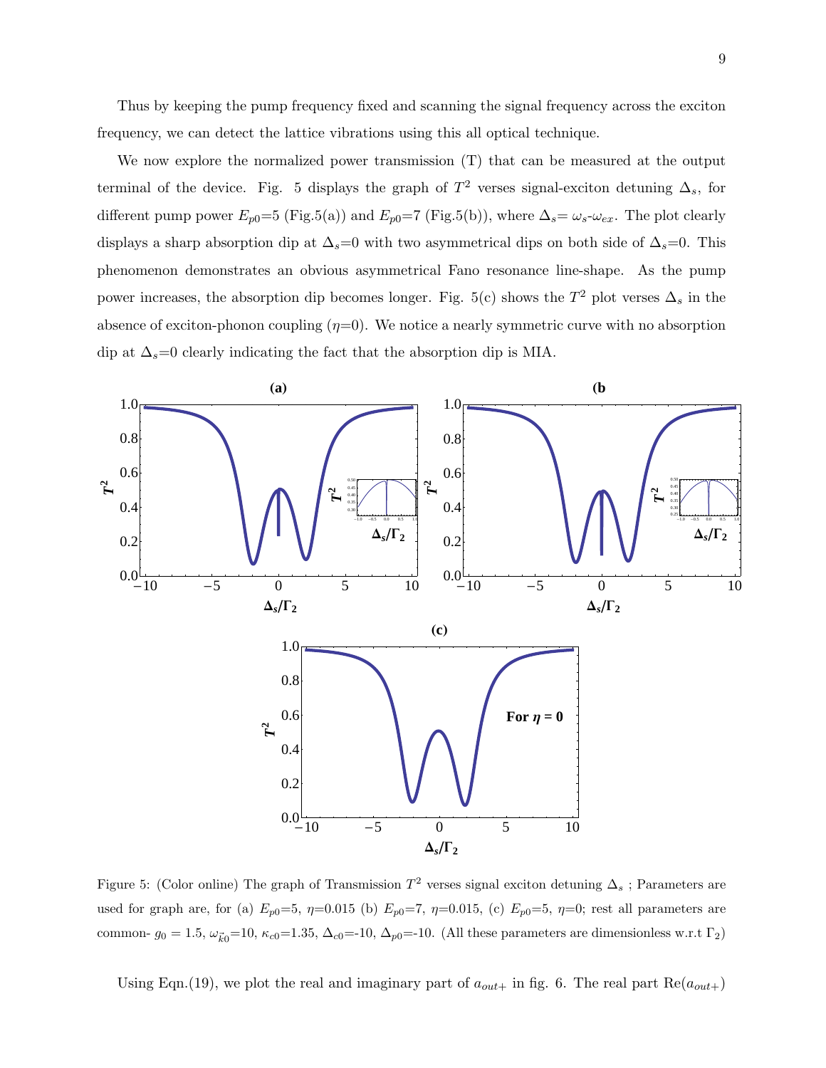Thus by keeping the pump frequency fixed and scanning the signal frequency across the exciton frequency, we can detect the lattice vibrations using this all optical technique.

We now explore the normalized power transmission (T) that can be measured at the output terminal of the device. Fig. 5 displays the graph of $T^2$ verses signal-exciton detuning $\Delta_s$, for different pump power $E_{p0}$=5 (Fig.5(a)) and $E_{p0}$=7 (Fig.5(b)), where $\Delta_s$= $\omega_s$-$\omega_{ex}$. The plot clearly displays a sharp absorption dip at $\Delta_s$=0 with two asymmetrical dips on both side of $\Delta_s$=0. This phenomenon demonstrates an obvious asymmetrical Fano resonance line-shape. As the pump power increases, the absorption dip becomes longer. Fig. 5(c) shows the $T^2$ plot verses $\Delta_s$ in the absence of exciton-phonon coupling ($\eta$=0). We notice a nearly symmetric curve with no absorption dip at $\Delta_s$=0 clearly indicating the fact that the absorption dip is MIA.

Figure 5: (Color online) The graph of Transmission $T^2$ verses signal exciton detuning $\Delta_s$ ; Parameters are used for graph are, for (a) $E_{p0}$=5, $\eta$=0.015 (b) $E_{p0}$=7, $\eta$=0.015, (c) $E_{p0}$=5, $\eta$=0; rest all parameters are common- $g_0$ = 1.5, $\omega_{\vec{k}0}$=10, $\kappa_{c0}$=1.35, $\Delta_{c0}$=-10, $\Delta_{p0}$=-10. (All these parameters are dimensionless w.r.t $\Gamma_2$)

Using Eqn.(19), we plot the real and imaginary part of $a_{out+}$ in fig. 6. The real part Re($a_{out+}$)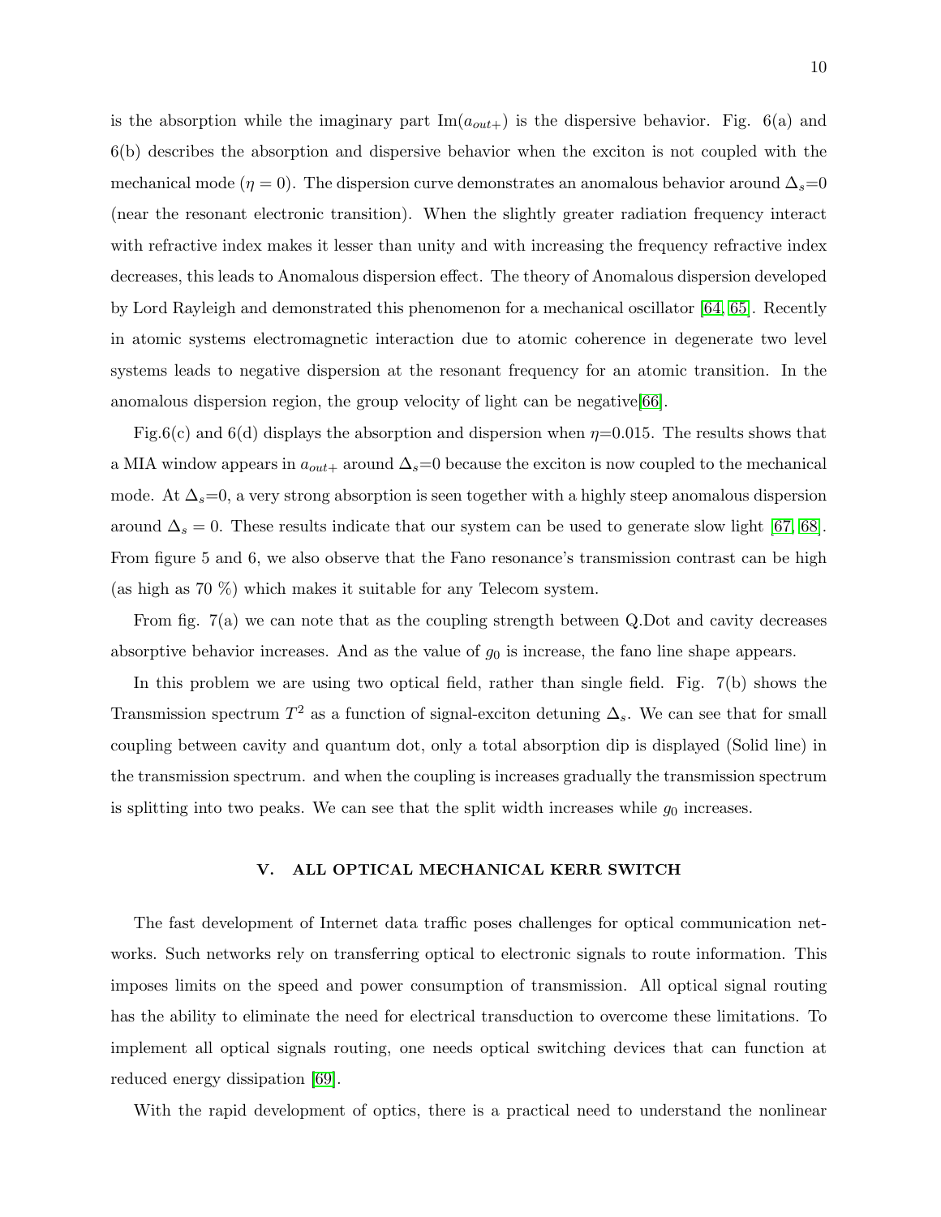is the absorption while the imaginary part $\text{Im}(a_{out+})$ is the dispersive behavior. Fig. 6(a) and 6(b) describes the absorption and dispersive behavior when the exciton is not coupled with the mechanical mode ($\eta = 0$). The dispersion curve demonstrates an anomalous behavior around $\Delta_s$=0 (near the resonant electronic transition). When the slightly greater radiation frequency interact with refractive index makes it lesser than unity and with increasing the frequency refractive index decreases, this leads to Anomalous dispersion effect. The theory of Anomalous dispersion developed by Lord Rayleigh and demonstrated this phenomenon for a mechanical oscillator [64, 65]. Recently in atomic systems electromagnetic interaction due to atomic coherence in degenerate two level systems leads to negative dispersion at the resonant frequency for an atomic transition. In the anomalous dispersion region, the group velocity of light can be negative[66].

Fig.6(c) and 6(d) displays the absorption and dispersion when $\eta$=0.015. The results shows that a MIA window appears in $a_{out+}$ around $\Delta_s$=0 because the exciton is now coupled to the mechanical mode. At $\Delta_s$=0, a very strong absorption is seen together with a highly steep anomalous dispersion around $\Delta_s = 0$. These results indicate that our system can be used to generate slow light [67, 68]. From figure 5 and 6, we also observe that the Fano resonance's transmission contrast can be high (as high as 70 %) which makes it suitable for any Telecom system.

From fig. 7(a) we can note that as the coupling strength between Q.Dot and cavity decreases absorptive behavior increases. And as the value of $g_0$ is increase, the fano line shape appears.

In this problem we are using two optical field, rather than single field. Fig. 7(b) shows the Transmission spectrum $T^2$ as a function of signal-exciton detuning $\Delta_s$. We can see that for small coupling between cavity and quantum dot, only a total absorption dip is displayed (Solid line) in the transmission spectrum. and when the coupling is increases gradually the transmission spectrum is splitting into two peaks. We can see that the split width increases while $g_0$ increases.

## V. ALL OPTICAL MECHANICAL KERR SWITCH

The fast development of Internet data traffic poses challenges for optical communication networks. Such networks rely on transferring optical to electronic signals to route information. This imposes limits on the speed and power consumption of transmission. All optical signal routing has the ability to eliminate the need for electrical transduction to overcome these limitations. To implement all optical signals routing, one needs optical switching devices that can function at reduced energy dissipation [69].

With the rapid development of optics, there is a practical need to understand the nonlinear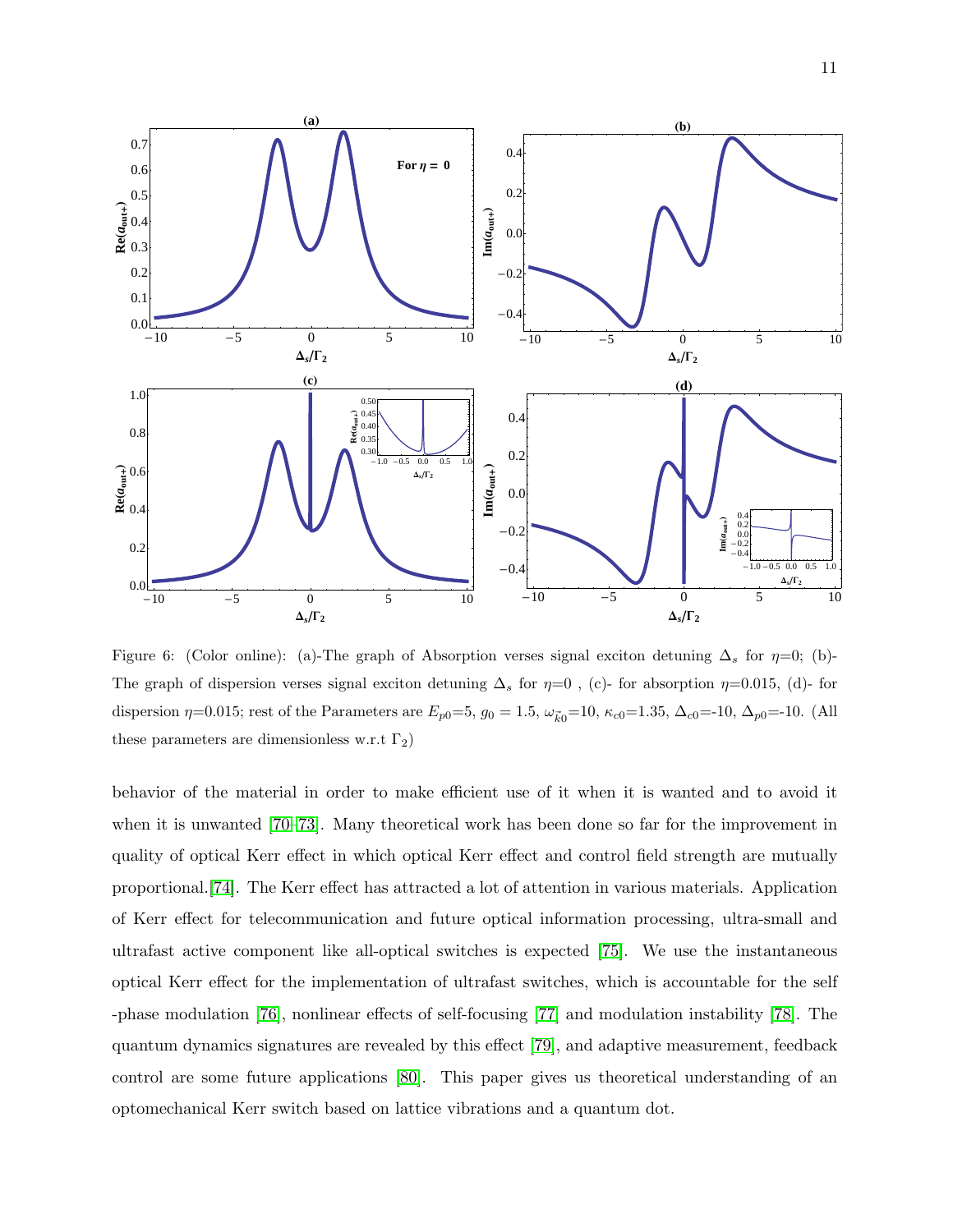Figure 6: (Color online): (a)-The graph of Absorption verses signal exciton detuning $\Delta_s$ for $\eta$=0; (b)-The graph of dispersion verses signal exciton detuning $\Delta_s$ for $\eta$=0 , (c)- for absorption $\eta$=0.015, (d)- for dispersion $\eta$=0.015; rest of the Parameters are $E_{p0}$=5, $g_0$ = 1.5, $\omega_{\vec{k}0}$=10, $\kappa_{c0}$=1.35, $\Delta_{c0}$=-10, $\Delta_{p0}$=-10. (All these parameters are dimensionless w.r.t $\Gamma_2$)

behavior of the material in order to make efficient use of it when it is wanted and to avoid it when it is unwanted [70–73]. Many theoretical work has been done so far for the improvement in quality of optical Kerr effect in which optical Kerr effect and control field strength are mutually proportional.[74]. The Kerr effect has attracted a lot of attention in various materials. Application of Kerr effect for telecommunication and future optical information processing, ultra-small and ultrafast active component like all-optical switches is expected [75]. We use the instantaneous optical Kerr effect for the implementation of ultrafast switches, which is accountable for the self -phase modulation [76], nonlinear effects of self-focusing [77] and modulation instability [78]. The quantum dynamics signatures are revealed by this effect [79], and adaptive measurement, feedback control are some future applications [80]. This paper gives us theoretical understanding of an optomechanical Kerr switch based on lattice vibrations and a quantum dot.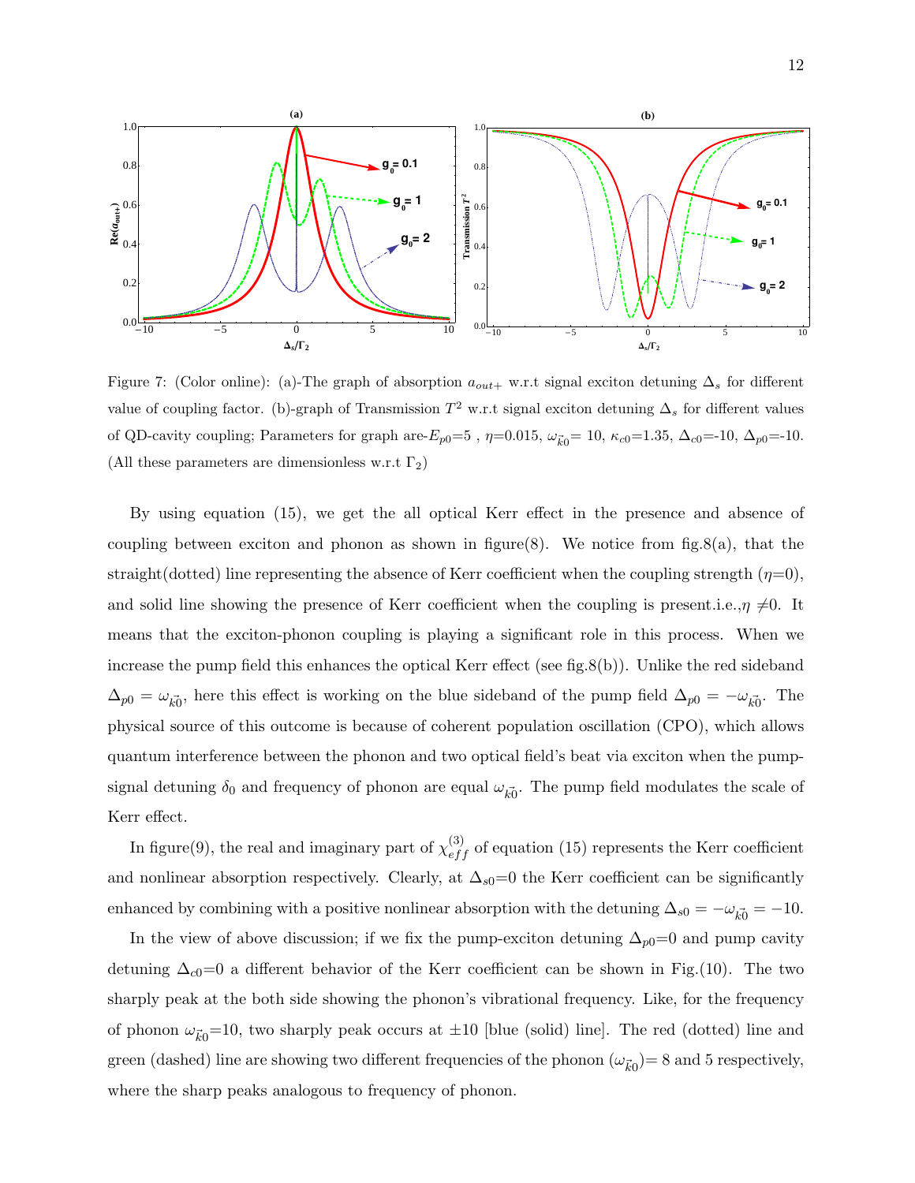Figure 7: (Color online): (a)-The graph of absorption $a_{out+}$ w.r.t signal exciton detuning $\Delta_s$ for different value of coupling factor. (b)-graph of Transmission $T^2$ w.r.t signal exciton detuning $\Delta_s$ for different values of QD-cavity coupling; Parameters for graph are-$E_{p0}$=5 , $\eta$=0.015, $\omega_{\vec{k}0}$= 10, $\kappa_{c0}$=1.35, $\Delta_{c0}$=-10, $\Delta_{p0}$=-10. (All these parameters are dimensionless w.r.t $\Gamma_2$)

By using equation (15), we get the all optical Kerr effect in the presence and absence of coupling between exciton and phonon as shown in figure(8). We notice from fig.8(a), that the straight(dotted) line representing the absence of Kerr coefficient when the coupling strength ($\eta$=0), and solid line showing the presence of Kerr coefficient when the coupling is present.i.e.,$\eta \neq$0. It means that the exciton-phonon coupling is playing a significant role in this process. When we increase the pump field this enhances the optical Kerr effect (see fig.8(b)). Unlike the red sideband $\Delta_{p0} = \omega_{\vec{k}0}$, here this effect is working on the blue sideband of the pump field $\Delta_{p0} = -\omega_{\vec{k}0}$. The physical source of this outcome is because of coherent population oscillation (CPO), which allows quantum interference between the phonon and two optical field's beat via exciton when the pump-signal detuning $\delta_0$ and frequency of phonon are equal $\omega_{\vec{k}0}$. The pump field modulates the scale of Kerr effect.

In figure(9), the real and imaginary part of $\chi^{(3)}_{eff}$ of equation (15) represents the Kerr coefficient and nonlinear absorption respectively. Clearly, at $\Delta_{s0}$=0 the Kerr coefficient can be significantly enhanced by combining with a positive nonlinear absorption with the detuning $\Delta_{s0} = -\omega_{\vec{k}0} = -10$.

In the view of above discussion; if we fix the pump-exciton detuning $\Delta_{p0}$=0 and pump cavity detuning $\Delta_{c0}$=0 a different behavior of the Kerr coefficient can be shown in Fig.(10). The two sharply peak at the both side showing the phonon's vibrational frequency. Like, for the frequency of phonon $\omega_{\vec{k}0}$=10, two sharply peak occurs at ±10 [blue (solid) line]. The red (dotted) line and green (dashed) line are showing two different frequencies of the phonon ($\omega_{\vec{k}0}$)= 8 and 5 respectively, where the sharp peaks analogous to frequency of phonon.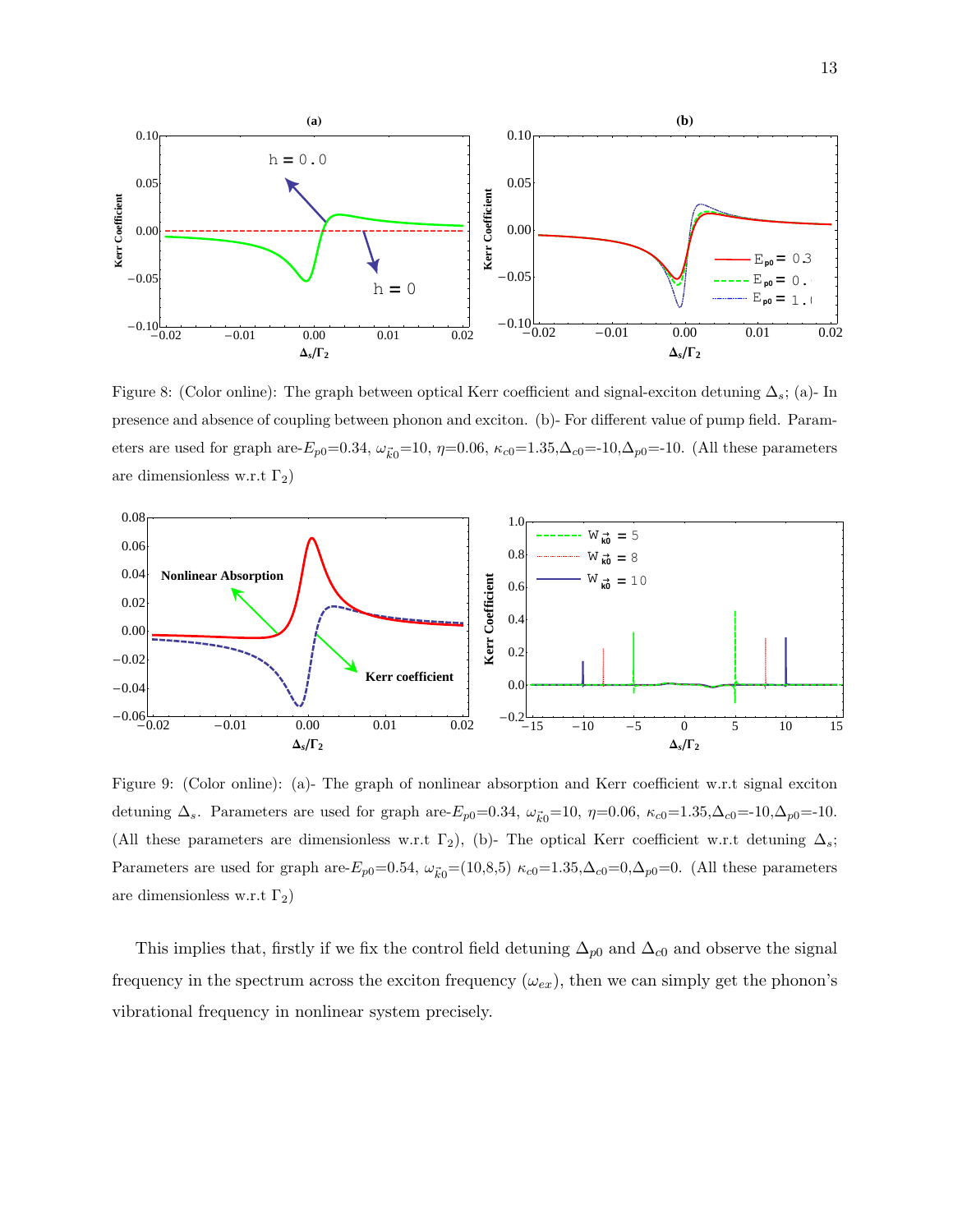Figure 8: (Color online): The graph between optical Kerr coefficient and signal-exciton detuning $\Delta_s$; (a)- In presence and absence of coupling between phonon and exciton. (b)- For different value of pump field. Parameters are used for graph are-$E_{p0}$=0.34, $\omega_{\vec{k}0}$=10, $\eta$=0.06, $\kappa_{c0}$=1.35,$\Delta_{c0}$=-10,$\Delta_{p0}$=-10. (All these parameters are dimensionless w.r.t $\Gamma_2$)

Figure 9: (Color online): (a)- The graph of nonlinear absorption and Kerr coefficient w.r.t signal exciton detuning $\Delta_s$. Parameters are used for graph are-$E_{p0}$=0.34, $\omega_{\vec{k}0}$=10, $\eta$=0.06, $\kappa_{c0}$=1.35,$\Delta_{c0}$=-10,$\Delta_{p0}$=-10. (All these parameters are dimensionless w.r.t $\Gamma_2$), (b)- The optical Kerr coefficient w.r.t detuning $\Delta_s$; Parameters are used for graph are-$E_{p0}$=0.54, $\omega_{\vec{k}0}$=(10,8,5) $\kappa_{c0}$=1.35,$\Delta_{c0}$=0,$\Delta_{p0}$=0. (All these parameters are dimensionless w.r.t $\Gamma_2$)

This implies that, firstly if we fix the control field detuning $\Delta_{p0}$ and $\Delta_{c0}$ and observe the signal frequency in the spectrum across the exciton frequency ($\omega_{ex}$), then we can simply get the phonon's vibrational frequency in nonlinear system precisely.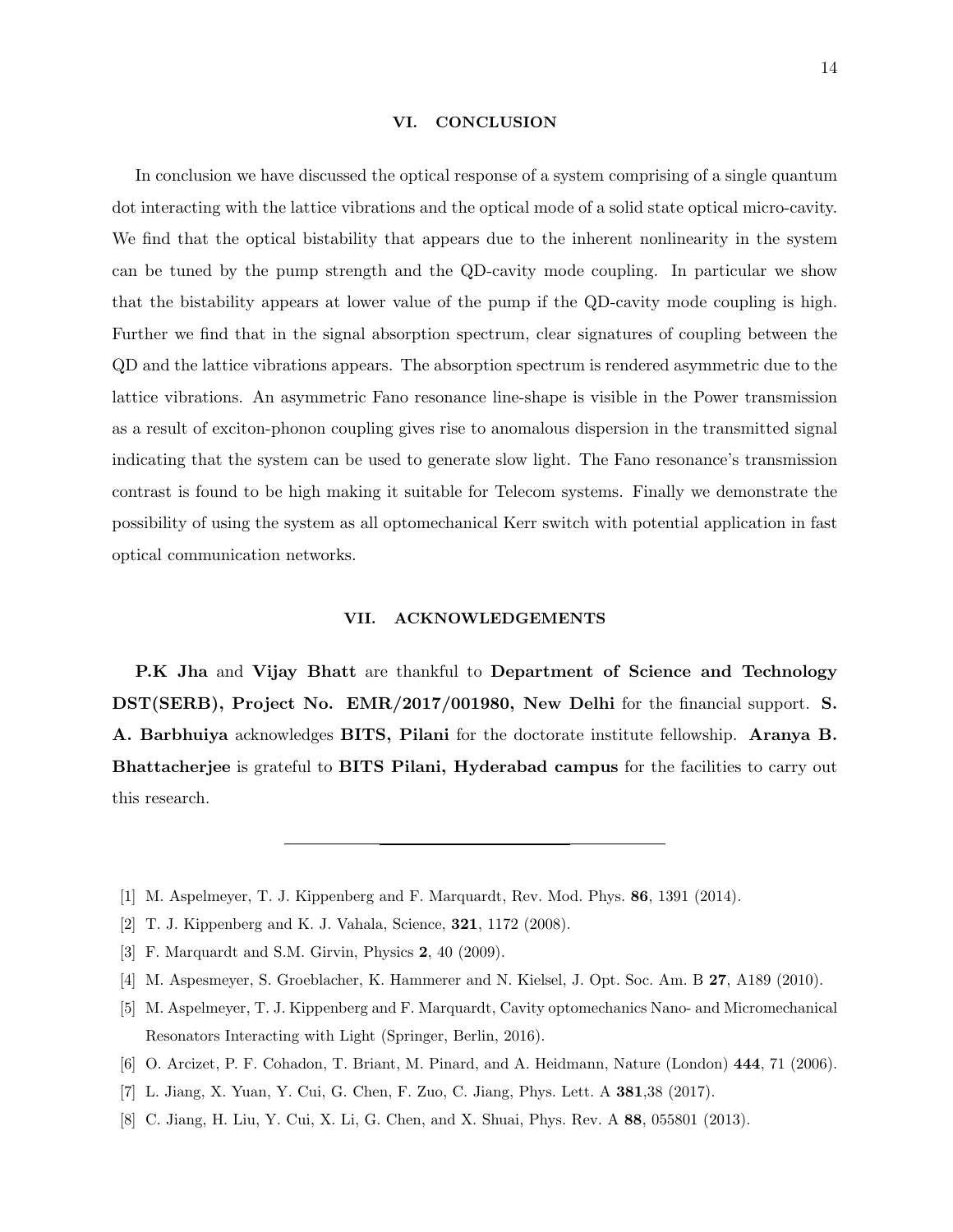## VI. CONCLUSION

In conclusion we have discussed the optical response of a system comprising of a single quantum dot interacting with the lattice vibrations and the optical mode of a solid state optical micro-cavity. We find that the optical bistability that appears due to the inherent nonlinearity in the system can be tuned by the pump strength and the QD-cavity mode coupling. In particular we show that the bistability appears at lower value of the pump if the QD-cavity mode coupling is high. Further we find that in the signal absorption spectrum, clear signatures of coupling between the QD and the lattice vibrations appears. The absorption spectrum is rendered asymmetric due to the lattice vibrations. An asymmetric Fano resonance line-shape is visible in the Power transmission as a result of exciton-phonon coupling gives rise to anomalous dispersion in the transmitted signal indicating that the system can be used to generate slow light. The Fano resonance's transmission contrast is found to be high making it suitable for Telecom systems. Finally we demonstrate the possibility of using the system as all optomechanical Kerr switch with potential application in fast optical communication networks.

## VII. ACKNOWLEDGEMENTS

**P.K Jha** and **Vijay Bhatt** are thankful to **Department of Science and Technology DST(SERB), Project No. EMR/2017/001980, New Delhi** for the financial support. **S. A. Barbhuiya** acknowledges **BITS, Pilani** for the doctorate institute fellowship. **Aranya B. Bhattacherjee** is grateful to **BITS Pilani, Hyderabad campus** for the facilities to carry out this research.

---

[1] M. Aspelmeyer, T. J. Kippenberg and F. Marquardt, Rev. Mod. Phys. **86**, 1391 (2014).

[2] T. J. Kippenberg and K. J. Vahala, Science, **321**, 1172 (2008).

[3] F. Marquardt and S.M. Girvin, Physics **2**, 40 (2009).

[4] M. Aspesmeyer, S. Groeblacher, K. Hammerer and N. Kielsel, J. Opt. Soc. Am. B **27**, A189 (2010).

[5] M. Aspelmeyer, T. J. Kippenberg and F. Marquardt, Cavity optomechanics Nano- and Micromechanical Resonators Interacting with Light (Springer, Berlin, 2016).

[6] O. Arcizet, P. F. Cohadon, T. Briant, M. Pinard, and A. Heidmann, Nature (London) **444**, 71 (2006).

[7] L. Jiang, X. Yuan, Y. Cui, G. Chen, F. Zuo, C. Jiang, Phys. Lett. A **381**,38 (2017).

[8] C. Jiang, H. Liu, Y. Cui, X. Li, G. Chen, and X. Shuai, Phys. Rev. A **88**, 055801 (2013).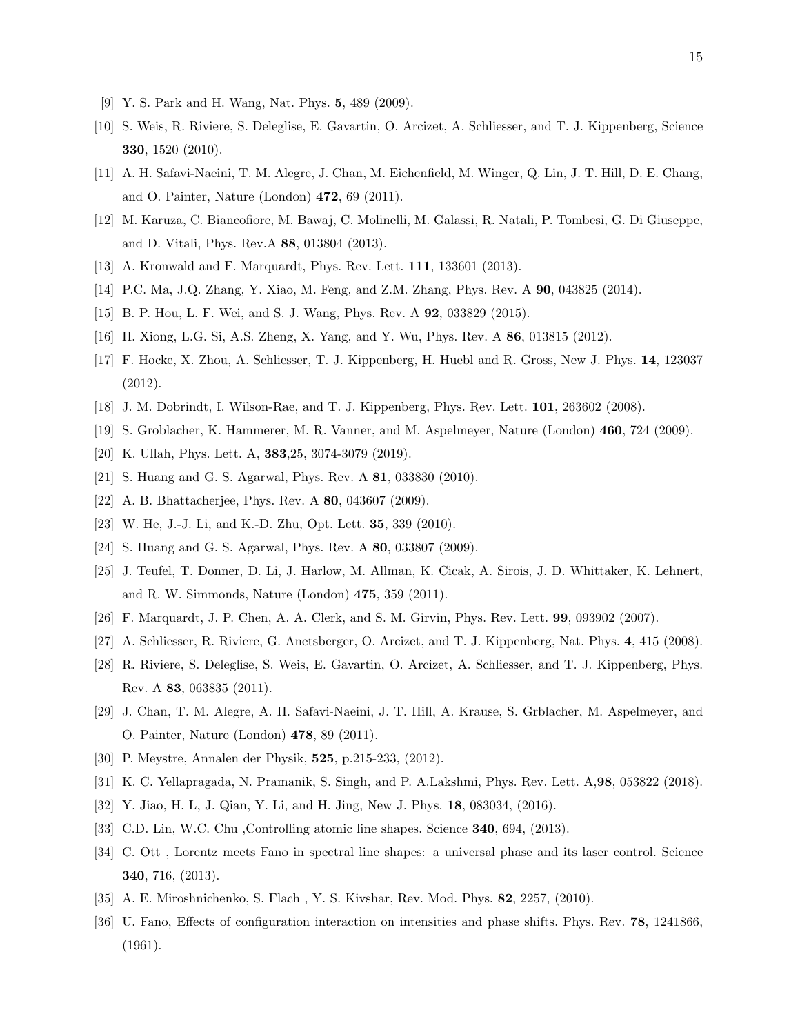[9] Y. S. Park and H. Wang, Nat. Phys. **5**, 489 (2009).

[10] S. Weis, R. Riviere, S. Deleglise, E. Gavartin, O. Arcizet, A. Schliesser, and T. J. Kippenberg, Science **330**, 1520 (2010).

[11] A. H. Safavi-Naeini, T. M. Alegre, J. Chan, M. Eichenfield, M. Winger, Q. Lin, J. T. Hill, D. E. Chang, and O. Painter, Nature (London) **472**, 69 (2011).

[12] M. Karuza, C. Biancofiore, M. Bawaj, C. Molinelli, M. Galassi, R. Natali, P. Tombesi, G. Di Giuseppe, and D. Vitali, Phys. Rev.A **88**, 013804 (2013).

[13] A. Kronwald and F. Marquardt, Phys. Rev. Lett. **111**, 133601 (2013).

[14] P.C. Ma, J.Q. Zhang, Y. Xiao, M. Feng, and Z.M. Zhang, Phys. Rev. A **90**, 043825 (2014).

[15] B. P. Hou, L. F. Wei, and S. J. Wang, Phys. Rev. A **92**, 033829 (2015).

[16] H. Xiong, L.G. Si, A.S. Zheng, X. Yang, and Y. Wu, Phys. Rev. A **86**, 013815 (2012).

[17] F. Hocke, X. Zhou, A. Schliesser, T. J. Kippenberg, H. Huebl and R. Gross, New J. Phys. **14**, 123037 (2012).

[18] J. M. Dobrindt, I. Wilson-Rae, and T. J. Kippenberg, Phys. Rev. Lett. **101**, 263602 (2008).

[19] S. Groblacher, K. Hammerer, M. R. Vanner, and M. Aspelmeyer, Nature (London) **460**, 724 (2009).

[20] K. Ullah, Phys. Lett. A, **383**,25, 3074-3079 (2019).

[21] S. Huang and G. S. Agarwal, Phys. Rev. A **81**, 033830 (2010).

[22] A. B. Bhattacherjee, Phys. Rev. A **80**, 043607 (2009).

[23] W. He, J.-J. Li, and K.-D. Zhu, Opt. Lett. **35**, 339 (2010).

[24] S. Huang and G. S. Agarwal, Phys. Rev. A **80**, 033807 (2009).

[25] J. Teufel, T. Donner, D. Li, J. Harlow, M. Allman, K. Cicak, A. Sirois, J. D. Whittaker, K. Lehnert, and R. W. Simmonds, Nature (London) **475**, 359 (2011).

[26] F. Marquardt, J. P. Chen, A. A. Clerk, and S. M. Girvin, Phys. Rev. Lett. **99**, 093902 (2007).

[27] A. Schliesser, R. Riviere, G. Anetsberger, O. Arcizet, and T. J. Kippenberg, Nat. Phys. **4**, 415 (2008).

[28] R. Riviere, S. Deleglise, S. Weis, E. Gavartin, O. Arcizet, A. Schliesser, and T. J. Kippenberg, Phys. Rev. A **83**, 063835 (2011).

[29] J. Chan, T. M. Alegre, A. H. Safavi-Naeini, J. T. Hill, A. Krause, S. Grblacher, M. Aspelmeyer, and O. Painter, Nature (London) **478**, 89 (2011).

[30] P. Meystre, Annalen der Physik, **525**, p.215-233, (2012).

[31] K. C. Yellapragada, N. Pramanik, S. Singh, and P. A.Lakshmi, Phys. Rev. Lett. A,**98**, 053822 (2018).

[32] Y. Jiao, H. L, J. Qian, Y. Li, and H. Jing, New J. Phys. **18**, 083034, (2016).

[33] C.D. Lin, W.C. Chu ,Controlling atomic line shapes. Science **340**, 694, (2013).

[34] C. Ott , Lorentz meets Fano in spectral line shapes: a universal phase and its laser control. Science **340**, 716, (2013).

[35] A. E. Miroshnichenko, S. Flach , Y. S. Kivshar, Rev. Mod. Phys. **82**, 2257, (2010).

[36] U. Fano, Effects of configuration interaction on intensities and phase shifts. Phys. Rev. **78**, 1241866, (1961).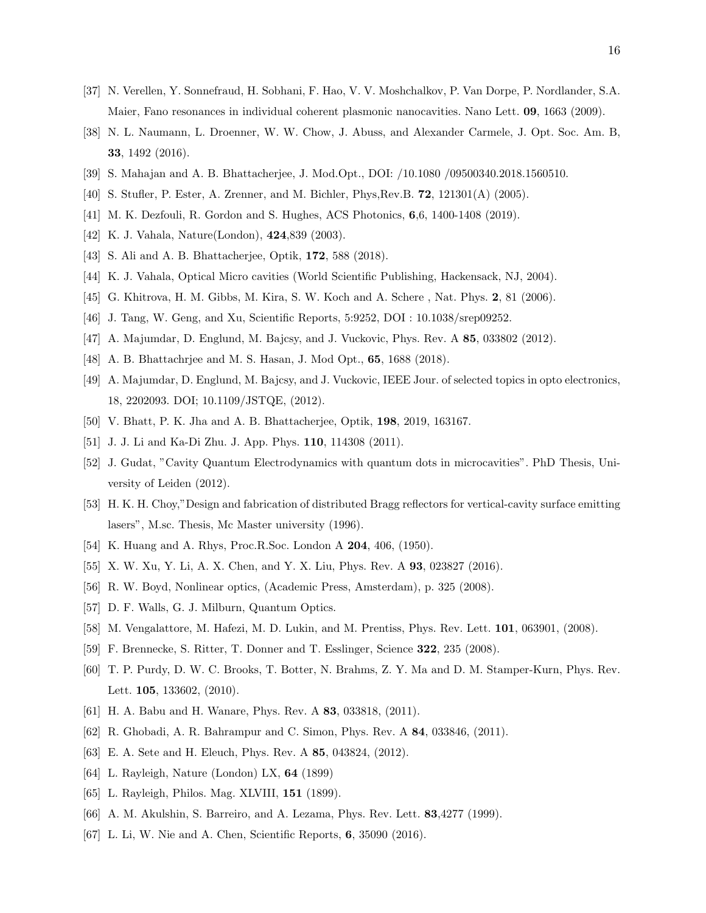[37] N. Verellen, Y. Sonnefraud, H. Sobhani, F. Hao, V. V. Moshchalkov, P. Van Dorpe, P. Nordlander, S.A. Maier, Fano resonances in individual coherent plasmonic nanocavities. Nano Lett. **09**, 1663 (2009).

[38] N. L. Naumann, L. Droenner, W. W. Chow, J. Abuss, and Alexander Carmele, J. Opt. Soc. Am. B, **33**, 1492 (2016).

[39] S. Mahajan and A. B. Bhattacherjee, J. Mod.Opt., DOI: /10.1080 /09500340.2018.1560510.

[40] S. Stufler, P. Ester, A. Zrenner, and M. Bichler, Phys,Rev.B. **72**, 121301(A) (2005).

[41] M. K. Dezfouli, R. Gordon and S. Hughes, ACS Photonics, **6**,6, 1400-1408 (2019).

[42] K. J. Vahala, Nature(London), **424**,839 (2003).

[43] S. Ali and A. B. Bhattacherjee, Optik, **172**, 588 (2018).

[44] K. J. Vahala, Optical Micro cavities (World Scientific Publishing, Hackensack, NJ, 2004).

[45] G. Khitrova, H. M. Gibbs, M. Kira, S. W. Koch and A. Schere , Nat. Phys. **2**, 81 (2006).

[46] J. Tang, W. Geng, and Xu, Scientific Reports, 5:9252, DOI : 10.1038/srep09252.

[47] A. Majumdar, D. Englund, M. Bajcsy, and J. Vuckovic, Phys. Rev. A **85**, 033802 (2012).

[48] A. B. Bhattachrjee and M. S. Hasan, J. Mod Opt., **65**, 1688 (2018).

[49] A. Majumdar, D. Englund, M. Bajcsy, and J. Vuckovic, IEEE Jour. of selected topics in opto electronics, 18, 2202093. DOI; 10.1109/JSTQE, (2012).

[50] V. Bhatt, P. K. Jha and A. B. Bhattacherjee, Optik, **198**, 2019, 163167.

[51] J. J. Li and Ka-Di Zhu. J. App. Phys. **110**, 114308 (2011).

[52] J. Gudat, "Cavity Quantum Electrodynamics with quantum dots in microcavities". PhD Thesis, University of Leiden (2012).

[53] H. K. H. Choy,"Design and fabrication of distributed Bragg reflectors for vertical-cavity surface emitting lasers", M.sc. Thesis, Mc Master university (1996).

[54] K. Huang and A. Rhys, Proc.R.Soc. London A **204**, 406, (1950).

[55] X. W. Xu, Y. Li, A. X. Chen, and Y. X. Liu, Phys. Rev. A **93**, 023827 (2016).

[56] R. W. Boyd, Nonlinear optics, (Academic Press, Amsterdam), p. 325 (2008).

[57] D. F. Walls, G. J. Milburn, Quantum Optics.

[58] M. Vengalattore, M. Hafezi, M. D. Lukin, and M. Prentiss, Phys. Rev. Lett. **101**, 063901, (2008).

[59] F. Brennecke, S. Ritter, T. Donner and T. Esslinger, Science **322**, 235 (2008).

[60] T. P. Purdy, D. W. C. Brooks, T. Botter, N. Brahms, Z. Y. Ma and D. M. Stamper-Kurn, Phys. Rev. Lett. **105**, 133602, (2010).

[61] H. A. Babu and H. Wanare, Phys. Rev. A **83**, 033818, (2011).

[62] R. Ghobadi, A. R. Bahrampur and C. Simon, Phys. Rev. A **84**, 033846, (2011).

[63] E. A. Sete and H. Eleuch, Phys. Rev. A **85**, 043824, (2012).

[64] L. Rayleigh, Nature (London) LX, **64** (1899)

[65] L. Rayleigh, Philos. Mag. XLVIII, **151** (1899).

[66] A. M. Akulshin, S. Barreiro, and A. Lezama, Phys. Rev. Lett. **83**,4277 (1999).

[67] L. Li, W. Nie and A. Chen, Scientific Reports, **6**, 35090 (2016).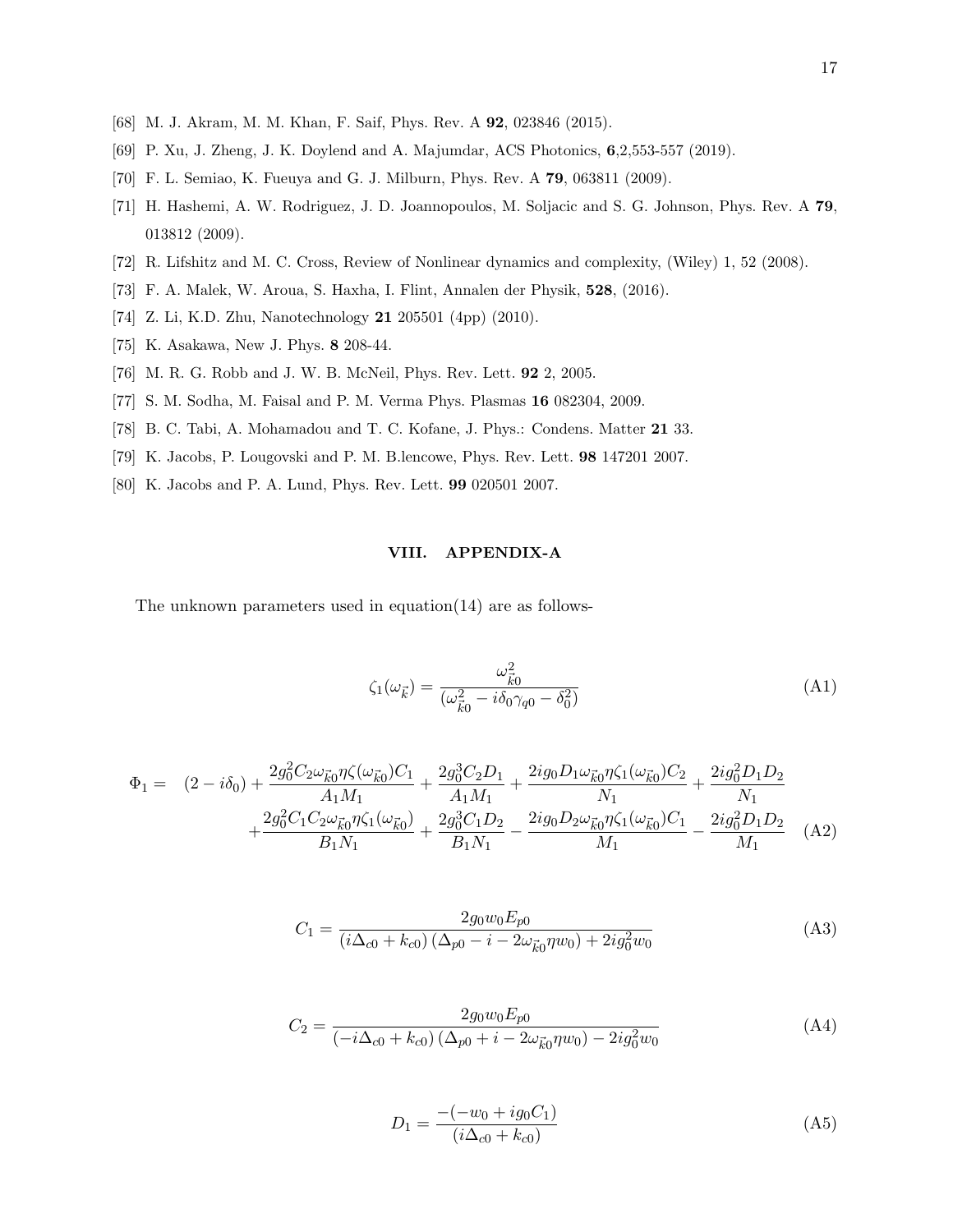[68] M. J. Akram, M. M. Khan, F. Saif, Phys. Rev. A **92**, 023846 (2015).

[69] P. Xu, J. Zheng, J. K. Doylend and A. Majumdar, ACS Photonics, **6**,2,553-557 (2019).

[70] F. L. Semiao, K. Fueuya and G. J. Milburn, Phys. Rev. A **79**, 063811 (2009).

[71] H. Hashemi, A. W. Rodriguez, J. D. Joannopoulos, M. Soljacic and S. G. Johnson, Phys. Rev. A **79**, 013812 (2009).

[72] R. Lifshitz and M. C. Cross, Review of Nonlinear dynamics and complexity, (Wiley) 1, 52 (2008).

[73] F. A. Malek, W. Aroua, S. Haxha, I. Flint, Annalen der Physik, **528**, (2016).

[74] Z. Li, K.D. Zhu, Nanotechnology **21** 205501 (4pp) (2010).

[75] K. Asakawa, New J. Phys. **8** 208-44.

[76] M. R. G. Robb and J. W. B. McNeil, Phys. Rev. Lett. **92** 2, 2005.

[77] S. M. Sodha, M. Faisal and P. M. Verma Phys. Plasmas **16** 082304, 2009.

[78] B. C. Tabi, A. Mohamadou and T. C. Kofane, J. Phys.: Condens. Matter **21** 33.

[79] K. Jacobs, P. Lougovski and P. M. B.lencowe, Phys. Rev. Lett. **98** 147201 2007.

[80] K. Jacobs and P. A. Lund, Phys. Rev. Lett. **99** 020501 2007.

## VIII. APPENDIX-A

The unknown parameters used in equation(14) are as follows-

$$\zeta_1(\omega_{\vec{k}}) = \frac{\omega_{\vec{k}0}^2}{(\omega_{\vec{k}0}^2 - i\delta_0\gamma_{q0} - \delta_0^2)} \tag{A1}$$

$$\begin{aligned}\Phi_1 = \quad & (2 - i\delta_0) + \frac{2g_0^2 C_2 \omega_{\vec{k}0}\eta\zeta(\omega_{\vec{k}0})C_1}{A_1 M_1} + \frac{2g_0^3 C_2 D_1}{A_1 M_1} + \frac{2ig_0 D_1 \omega_{\vec{k}0}\eta\zeta_1(\omega_{\vec{k}0})C_2}{N_1} + \frac{2ig_0^2 D_1 D_2}{N_1} \\ & + \frac{2g_0^2 C_1 C_2 \omega_{\vec{k}0}\eta\zeta_1(\omega_{\vec{k}0})}{B_1 N_1} + \frac{2g_0^3 C_1 D_2}{B_1 N_1} - \frac{2ig_0 D_2 \omega_{\vec{k}0}\eta\zeta_1(\omega_{\vec{k}0})C_1}{M_1} - \frac{2ig_0^2 D_1 D_2}{M_1}\end{aligned} \tag{A2}$$

$$C_1 = \frac{2g_0 w_0 E_{p0}}{(i\Delta_{c0} + k_{c0})\left(\Delta_{p0} - i - 2\omega_{\vec{k}0}\eta w_0\right) + 2ig_0^2 w_0} \tag{A3}$$

$$C_2 = \frac{2g_0 w_0 E_{p0}}{(-i\Delta_{c0} + k_{c0})\left(\Delta_{p0} + i - 2\omega_{\vec{k}0}\eta w_0\right) - 2ig_0^2 w_0} \tag{A4}$$

$$D_1 = \frac{-(-w_0 + ig_0 C_1)}{(i\Delta_{c0} + k_{c0})} \tag{A5}$$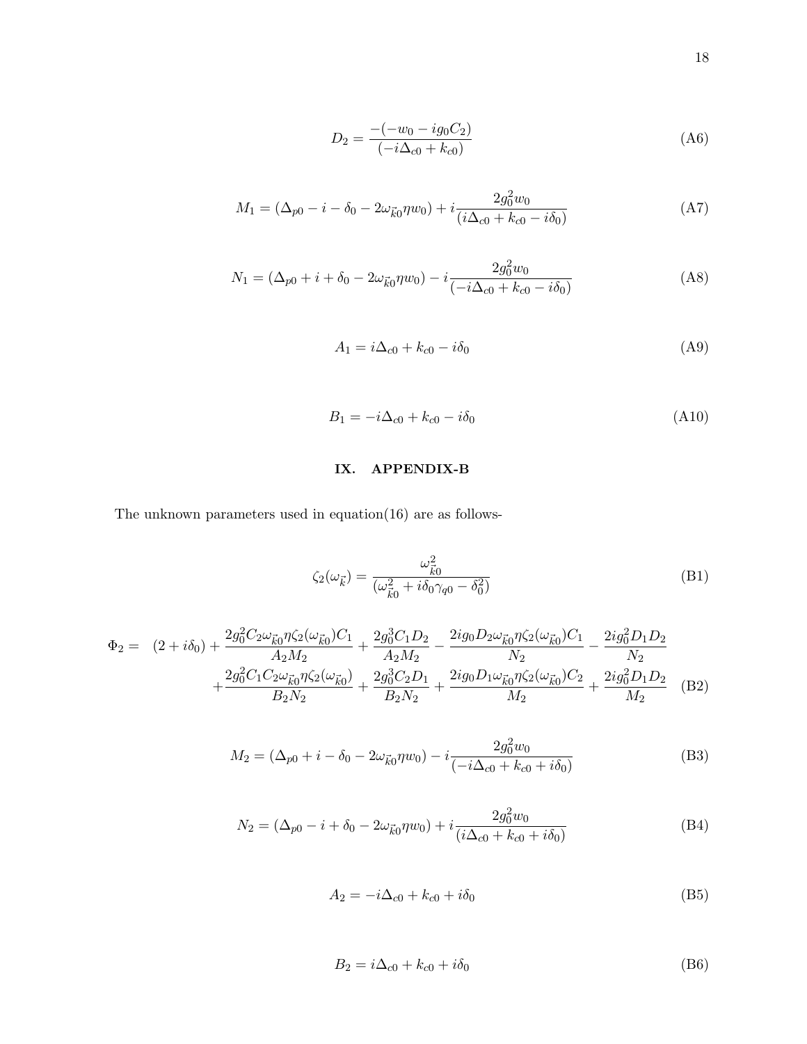$$D_2 = \frac{-(-w_0 - ig_0 C_2)}{(-i\Delta_{c0} + k_{c0})} \tag{A6}$$

$$M_1 = (\Delta_{p0} - i - \delta_0 - 2\omega_{\vec{k}0}\eta w_0) + i\frac{2g_0^2 w_0}{(i\Delta_{c0} + k_{c0} - i\delta_0)} \tag{A7}$$

$$N_1 = (\Delta_{p0} + i + \delta_0 - 2\omega_{\vec{k}0}\eta w_0) - i\frac{2g_0^2 w_0}{(-i\Delta_{c0} + k_{c0} - i\delta_0)} \tag{A8}$$

$$A_1 = i\Delta_{c0} + k_{c0} - i\delta_0 \tag{A9}$$

$$B_1 = -i\Delta_{c0} + k_{c0} - i\delta_0 \tag{A10}$$

# IX. APPENDIX-B

The unknown parameters used in equation(16) are as follows-

$$\zeta_2(\omega_{\vec{k}}) = \frac{\omega_{\vec{k}0}^2}{(\omega_{\vec{k}0}^2 + i\delta_0\gamma_{q0} - \delta_0^2)} \tag{B1}$$

$$\begin{aligned}\Phi_2 = \quad & (2 + i\delta_0) + \frac{2g_0^2 C_2 \omega_{\vec{k}0}\eta\zeta_2(\omega_{\vec{k}0})C_1}{A_2 M_2} + \frac{2g_0^3 C_1 D_2}{A_2 M_2} - \frac{2ig_0 D_2 \omega_{\vec{k}0}\eta\zeta_2(\omega_{\vec{k}0})C_1}{N_2} - \frac{2ig_0^2 D_1 D_2}{N_2} \\ & + \frac{2g_0^2 C_1 C_2 \omega_{\vec{k}0}\eta\zeta_2(\omega_{\vec{k}0})}{B_2 N_2} + \frac{2g_0^3 C_2 D_1}{B_2 N_2} + \frac{2ig_0 D_1 \omega_{\vec{k}0}\eta\zeta_2(\omega_{\vec{k}0})C_2}{M_2} + \frac{2ig_0^2 D_1 D_2}{M_2}\end{aligned} \tag{B2}$$

$$M_2 = (\Delta_{p0} + i - \delta_0 - 2\omega_{\vec{k}0}\eta w_0) - i\frac{2g_0^2 w_0}{(-i\Delta_{c0} + k_{c0} + i\delta_0)} \tag{B3}$$

$$N_2 = (\Delta_{p0} - i + \delta_0 - 2\omega_{\vec{k}0}\eta w_0) + i\frac{2g_0^2 w_0}{(i\Delta_{c0} + k_{c0} + i\delta_0)} \tag{B4}$$

$$A_2 = -i\Delta_{c0} + k_{c0} + i\delta_0 \tag{B5}$$

$$B_2 = i\Delta_{c0} + k_{c0} + i\delta_0 \tag{B6}$$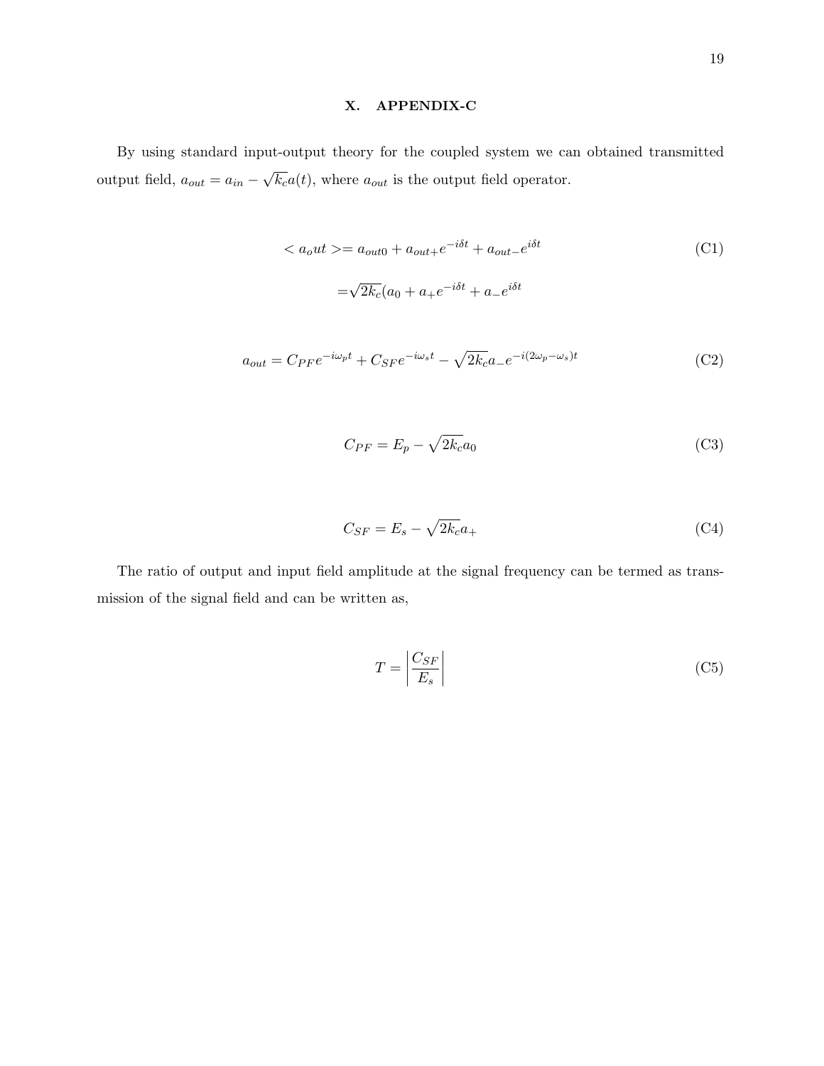## X. APPENDIX-C

By using standard input-output theory for the coupled system we can obtained transmitted output field, $a_{out} = a_{in} - \sqrt{k_c}a(t)$, where $a_{out}$ is the output field operator.

$$
\begin{aligned}
< a_out > &= a_{out0} + a_{out+}e^{-i\delta t} + a_{out-}e^{i\delta t} \\
&= \sqrt{2k_c}(a_0 + a_+e^{-i\delta t} + a_-e^{i\delta t}
\end{aligned}
\tag{C1}
$$

$$
a_{out} = C_{PF}e^{-i\omega_p t} + C_{SF}e^{-i\omega_s t} - \sqrt{2k_c}a_-e^{-i(2\omega_p - \omega_s)t} \tag{C2}
$$

$$
C_{PF} = E_p - \sqrt{2k_c}a_0 \tag{C3}
$$

$$
C_{SF} = E_s - \sqrt{2k_c}a_+ \tag{C4}
$$

The ratio of output and input field amplitude at the signal frequency can be termed as transmission of the signal field and can be written as,

$$
T = \left| \frac{C_{SF}}{E_s} \right| \tag{C5}
$$